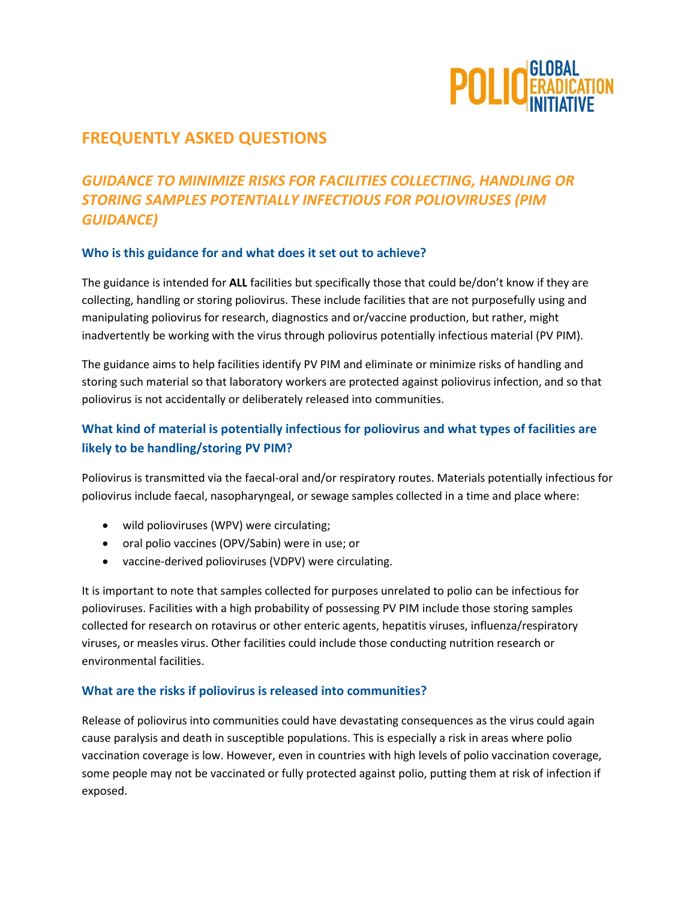# FREQUENTLY ASKED QUESTIONS

## *GUIDANCE TO MINIMIZE RISKS FOR FACILITIES COLLECTING, HANDLING OR STORING SAMPLES POTENTIALLY INFECTIOUS FOR POLIOVIRUSES (PIM GUIDANCE)*

### Who is this guidance for and what does it set out to achieve?

The guidance is intended for **ALL** facilities but specifically those that could be/don't know if they are collecting, handling or storing poliovirus. These include facilities that are not purposefully using and manipulating poliovirus for research, diagnostics and or/vaccine production, but rather, might inadvertently be working with the virus through poliovirus potentially infectious material (PV PIM).

The guidance aims to help facilities identify PV PIM and eliminate or minimize risks of handling and storing such material so that laboratory workers are protected against poliovirus infection, and so that poliovirus is not accidentally or deliberately released into communities.

### What kind of material is potentially infectious for poliovirus and what types of facilities are likely to be handling/storing PV PIM?

Poliovirus is transmitted via the faecal-oral and/or respiratory routes. Materials potentially infectious for poliovirus include faecal, nasopharyngeal, or sewage samples collected in a time and place where:

- wild polioviruses (WPV) were circulating;
- oral polio vaccines (OPV/Sabin) were in use; or
- vaccine-derived polioviruses (VDPV) were circulating.

It is important to note that samples collected for purposes unrelated to polio can be infectious for polioviruses. Facilities with a high probability of possessing PV PIM include those storing samples collected for research on rotavirus or other enteric agents, hepatitis viruses, influenza/respiratory viruses, or measles virus. Other facilities could include those conducting nutrition research or environmental facilities.

### What are the risks if poliovirus is released into communities?

Release of poliovirus into communities could have devastating consequences as the virus could again cause paralysis and death in susceptible populations. This is especially a risk in areas where polio vaccination coverage is low. However, even in countries with high levels of polio vaccination coverage, some people may not be vaccinated or fully protected against polio, putting them at risk of infection if exposed.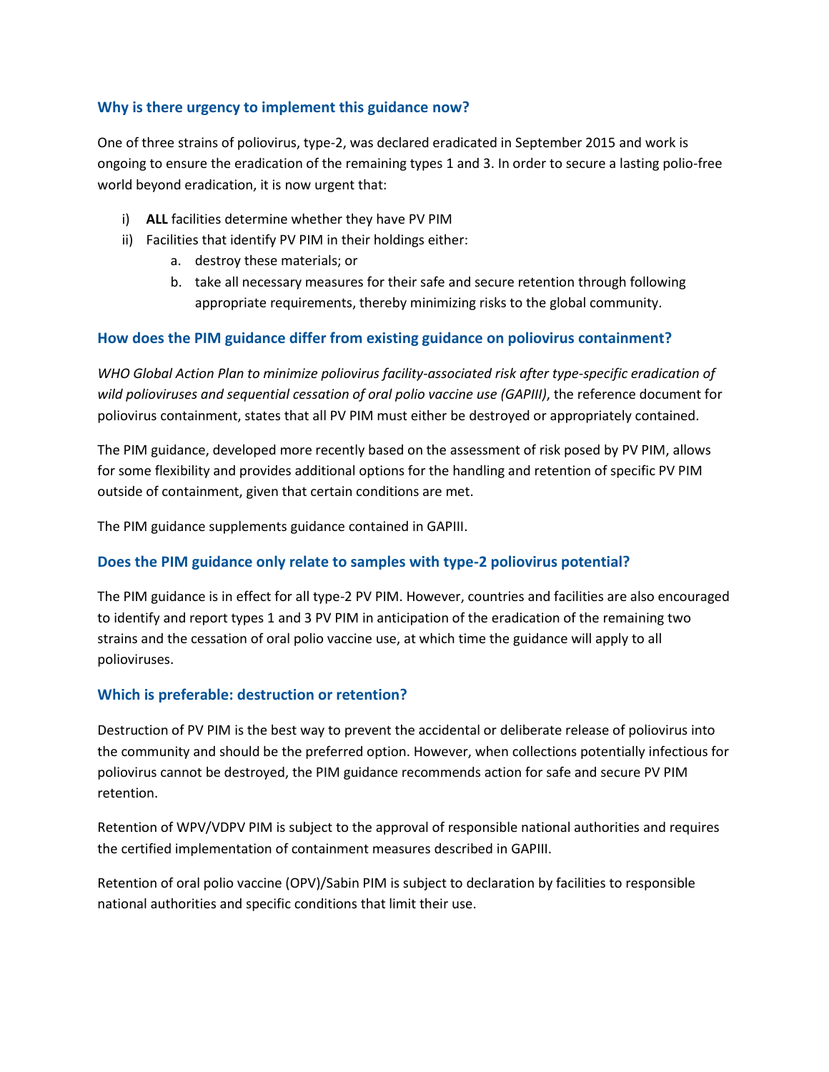### Why is there urgency to implement this guidance now?

One of three strains of poliovirus, type-2, was declared eradicated in September 2015 and work is ongoing to ensure the eradication of the remaining types 1 and 3. In order to secure a lasting polio-free world beyond eradication, it is now urgent that:

i) **ALL** facilities determine whether they have PV PIM
ii) Facilities that identify PV PIM in their holdings either:
    a. destroy these materials; or
    b. take all necessary measures for their safe and secure retention through following appropriate requirements, thereby minimizing risks to the global community.

### How does the PIM guidance differ from existing guidance on poliovirus containment?

*WHO Global Action Plan to minimize poliovirus facility-associated risk after type-specific eradication of wild polioviruses and sequential cessation of oral polio vaccine use (GAPIII)*, the reference document for poliovirus containment, states that all PV PIM must either be destroyed or appropriately contained.

The PIM guidance, developed more recently based on the assessment of risk posed by PV PIM, allows for some flexibility and provides additional options for the handling and retention of specific PV PIM outside of containment, given that certain conditions are met.

The PIM guidance supplements guidance contained in GAPIII.

### Does the PIM guidance only relate to samples with type-2 poliovirus potential?

The PIM guidance is in effect for all type-2 PV PIM. However, countries and facilities are also encouraged to identify and report types 1 and 3 PV PIM in anticipation of the eradication of the remaining two strains and the cessation of oral polio vaccine use, at which time the guidance will apply to all polioviruses.

### Which is preferable: destruction or retention?

Destruction of PV PIM is the best way to prevent the accidental or deliberate release of poliovirus into the community and should be the preferred option. However, when collections potentially infectious for poliovirus cannot be destroyed, the PIM guidance recommends action for safe and secure PV PIM retention.

Retention of WPV/VDPV PIM is subject to the approval of responsible national authorities and requires the certified implementation of containment measures described in GAPIII.

Retention of oral polio vaccine (OPV)/Sabin PIM is subject to declaration by facilities to responsible national authorities and specific conditions that limit their use.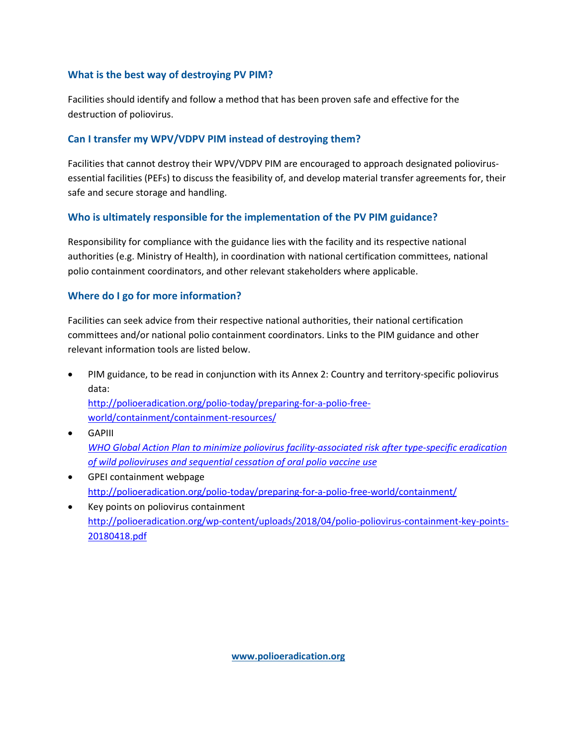### What is the best way of destroying PV PIM?

Facilities should identify and follow a method that has been proven safe and effective for the destruction of poliovirus.

### Can I transfer my WPV/VDPV PIM instead of destroying them?

Facilities that cannot destroy their WPV/VDPV PIM are encouraged to approach designated poliovirus-essential facilities (PEFs) to discuss the feasibility of, and develop material transfer agreements for, their safe and secure storage and handling.

### Who is ultimately responsible for the implementation of the PV PIM guidance?

Responsibility for compliance with the guidance lies with the facility and its respective national authorities (e.g. Ministry of Health), in coordination with national certification committees, national polio containment coordinators, and other relevant stakeholders where applicable.

### Where do I go for more information?

Facilities can seek advice from their respective national authorities, their national certification committees and/or national polio containment coordinators. Links to the PIM guidance and other relevant information tools are listed below.

- PIM guidance, to be read in conjunction with its Annex 2: Country and territory-specific poliovirus data:
  http://polioeradication.org/polio-today/preparing-for-a-polio-free-world/containment/containment-resources/
- GAPIII
  *WHO Global Action Plan to minimize poliovirus facility-associated risk after type-specific eradication of wild polioviruses and sequential cessation of oral polio vaccine use*
- GPEI containment webpage
  http://polioeradication.org/polio-today/preparing-for-a-polio-free-world/containment/
- Key points on poliovirus containment
  http://polioeradication.org/wp-content/uploads/2018/04/polio-poliovirus-containment-key-points-20180418.pdf

**www.polioeradication.org**